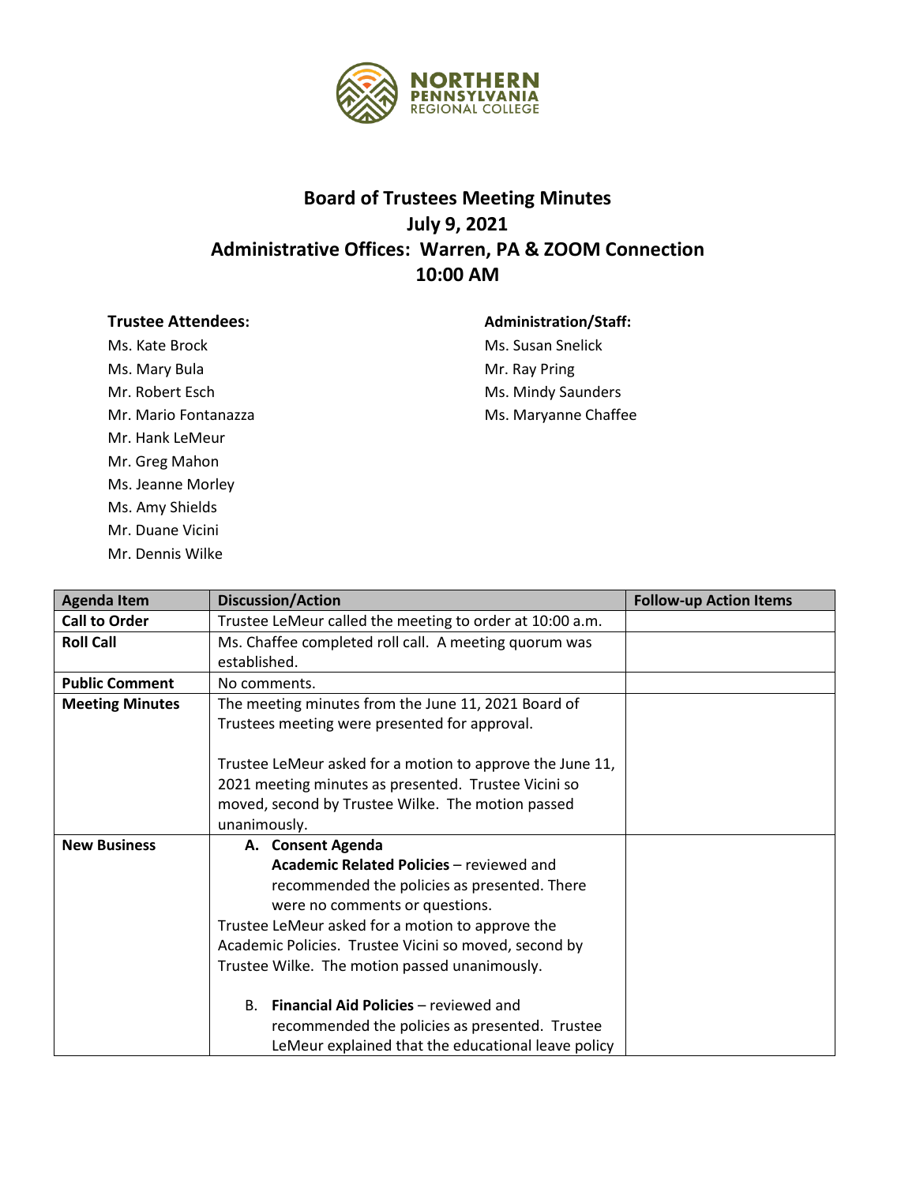NORTHERN PENNSYLVANIA REGIONAL COLLEGE

# Board of Trustees Meeting Minutes
## July 9, 2021
## Administrative Offices: Warren, PA & ZOOM Connection
## 10:00 AM

**Trustee Attendees:**

Ms. Kate Brock
Ms. Mary Bula
Mr. Robert Esch
Mr. Mario Fontanazza
Mr. Hank LeMeur
Mr. Greg Mahon
Ms. Jeanne Morley
Ms. Amy Shields
Mr. Duane Vicini
Mr. Dennis Wilke

**Administration/Staff:**

Ms. Susan Snelick
Mr. Ray Pring
Ms. Mindy Saunders
Ms. Maryanne Chaffee

| Agenda Item | Discussion/Action | Follow-up Action Items |
|---|---|---|
| **Call to Order** | Trustee LeMeur called the meeting to order at 10:00 a.m. | |
| **Roll Call** | Ms. Chaffee completed roll call. A meeting quorum was established. | |
| **Public Comment** | No comments. | |
| **Meeting Minutes** | The meeting minutes from the June 11, 2021 Board of Trustees meeting were presented for approval.<br><br>Trustee LeMeur asked for a motion to approve the June 11, 2021 meeting minutes as presented. Trustee Vicini so moved, second by Trustee Wilke. The motion passed unanimously. | |
| **New Business** | A. **Consent Agenda**<br>**Academic Related Policies** – reviewed and recommended the policies as presented. There were no comments or questions.<br>Trustee LeMeur asked for a motion to approve the Academic Policies. Trustee Vicini so moved, second by Trustee Wilke. The motion passed unanimously.<br><br>B. **Financial Aid Policies** – reviewed and recommended the policies as presented. Trustee LeMeur explained that the educational leave policy | |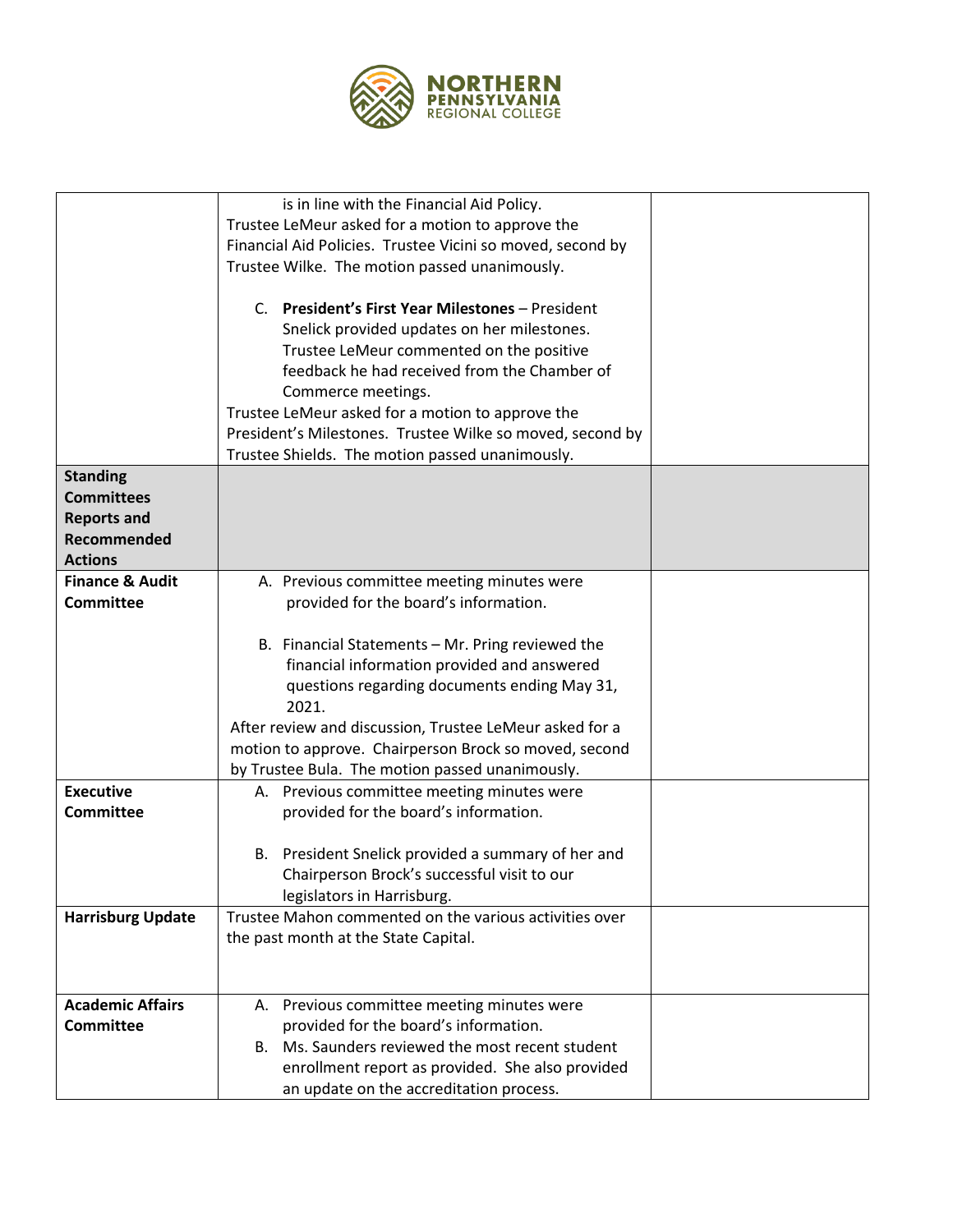| | | |
|---|---|---|
| | is in line with the Financial Aid Policy.<br>Trustee LeMeur asked for a motion to approve the Financial Aid Policies. Trustee Vicini so moved, second by Trustee Wilke. The motion passed unanimously.<br><br>C. **President's First Year Milestones** – President Snelick provided updates on her milestones. Trustee LeMeur commented on the positive feedback he had received from the Chamber of Commerce meetings.<br>Trustee LeMeur asked for a motion to approve the President's Milestones. Trustee Wilke so moved, second by Trustee Shields. The motion passed unanimously. | |
| **Standing Committees Reports and Recommended Actions** | | |
| **Finance & Audit Committee** | A. Previous committee meeting minutes were provided for the board's information.<br><br>B. Financial Statements – Mr. Pring reviewed the financial information provided and answered questions regarding documents ending May 31, 2021.<br>After review and discussion, Trustee LeMeur asked for a motion to approve. Chairperson Brock so moved, second by Trustee Bula. The motion passed unanimously. | |
| **Executive Committee** | A. Previous committee meeting minutes were provided for the board's information.<br><br>B. President Snelick provided a summary of her and Chairperson Brock's successful visit to our legislators in Harrisburg. | |
| **Harrisburg Update** | Trustee Mahon commented on the various activities over the past month at the State Capital. | |
| **Academic Affairs Committee** | A. Previous committee meeting minutes were provided for the board's information.<br>B. Ms. Saunders reviewed the most recent student enrollment report as provided. She also provided an update on the accreditation process. | |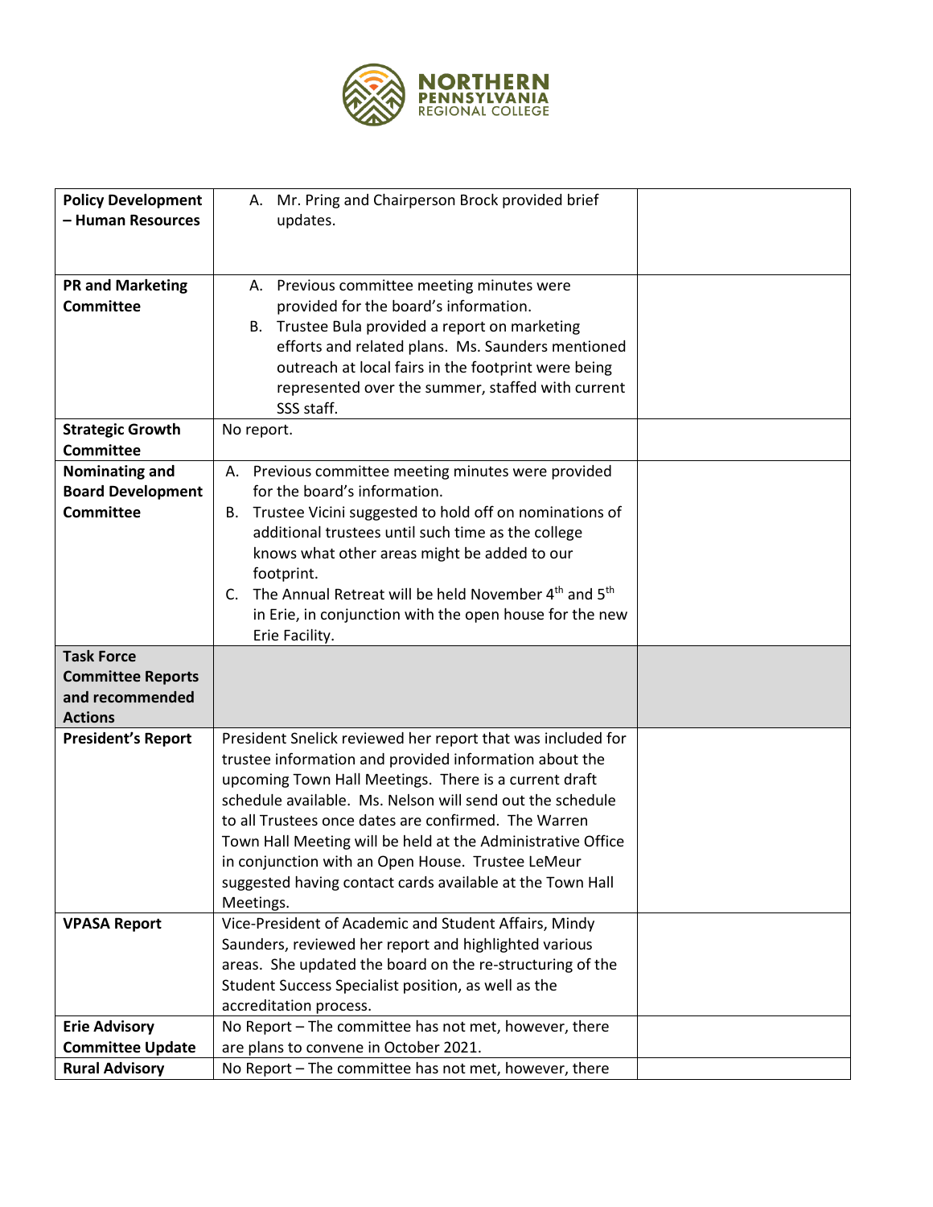| | | |
|---|---|---|
| **Policy Development – Human Resources** | A. Mr. Pring and Chairperson Brock provided brief updates. | |
| **PR and Marketing Committee** | A. Previous committee meeting minutes were provided for the board's information.<br>B. Trustee Bula provided a report on marketing efforts and related plans. Ms. Saunders mentioned outreach at local fairs in the footprint were being represented over the summer, staffed with current SSS staff. | |
| **Strategic Growth Committee** | No report. | |
| **Nominating and Board Development Committee** | A. Previous committee meeting minutes were provided for the board's information.<br>B. Trustee Vicini suggested to hold off on nominations of additional trustees until such time as the college knows what other areas might be added to our footprint.<br>C. The Annual Retreat will be held November 4th and 5th in Erie, in conjunction with the open house for the new Erie Facility. | |
| **Task Force Committee Reports and recommended Actions** | | |
| **President's Report** | President Snelick reviewed her report that was included for trustee information and provided information about the upcoming Town Hall Meetings. There is a current draft schedule available. Ms. Nelson will send out the schedule to all Trustees once dates are confirmed. The Warren Town Hall Meeting will be held at the Administrative Office in conjunction with an Open House. Trustee LeMeur suggested having contact cards available at the Town Hall Meetings. | |
| **VPASA Report** | Vice-President of Academic and Student Affairs, Mindy Saunders, reviewed her report and highlighted various areas. She updated the board on the re-structuring of the Student Success Specialist position, as well as the accreditation process. | |
| **Erie Advisory Committee Update** | No Report – The committee has not met, however, there are plans to convene in October 2021. | |
| **Rural Advisory** | No Report – The committee has not met, however, there | |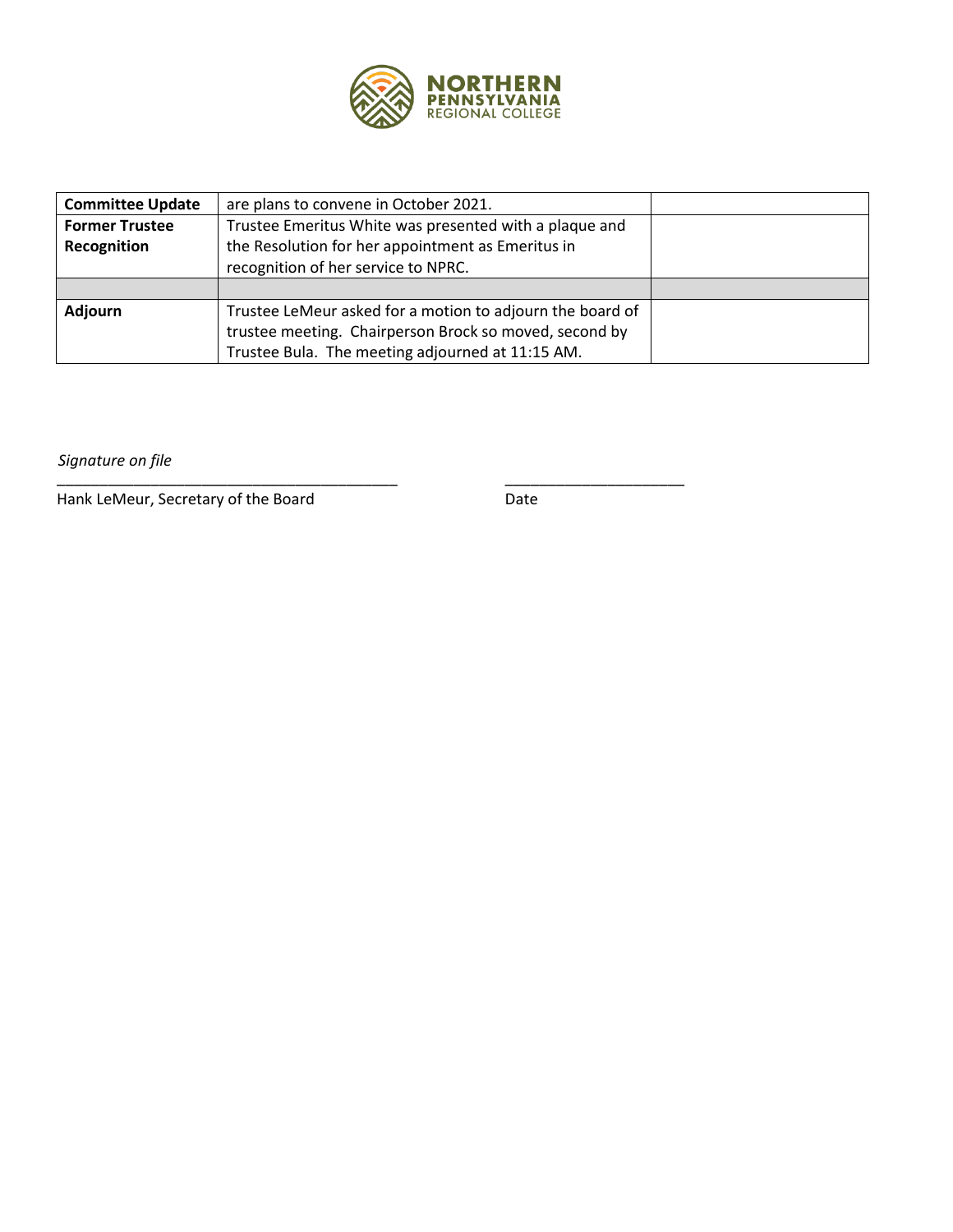| | | |
|---|---|---|
| **Committee Update** | are plans to convene in October 2021. | |
| **Former Trustee Recognition** | Trustee Emeritus White was presented with a plaque and the Resolution for her appointment as Emeritus in recognition of her service to NPRC. | |
| | | |
| **Adjourn** | Trustee LeMeur asked for a motion to adjourn the board of trustee meeting. Chairperson Brock so moved, second by Trustee Bula. The meeting adjourned at 11:15 AM. | |

*Signature on file*

_________________________________________ ______________________

Hank LeMeur, Secretary of the Board Date